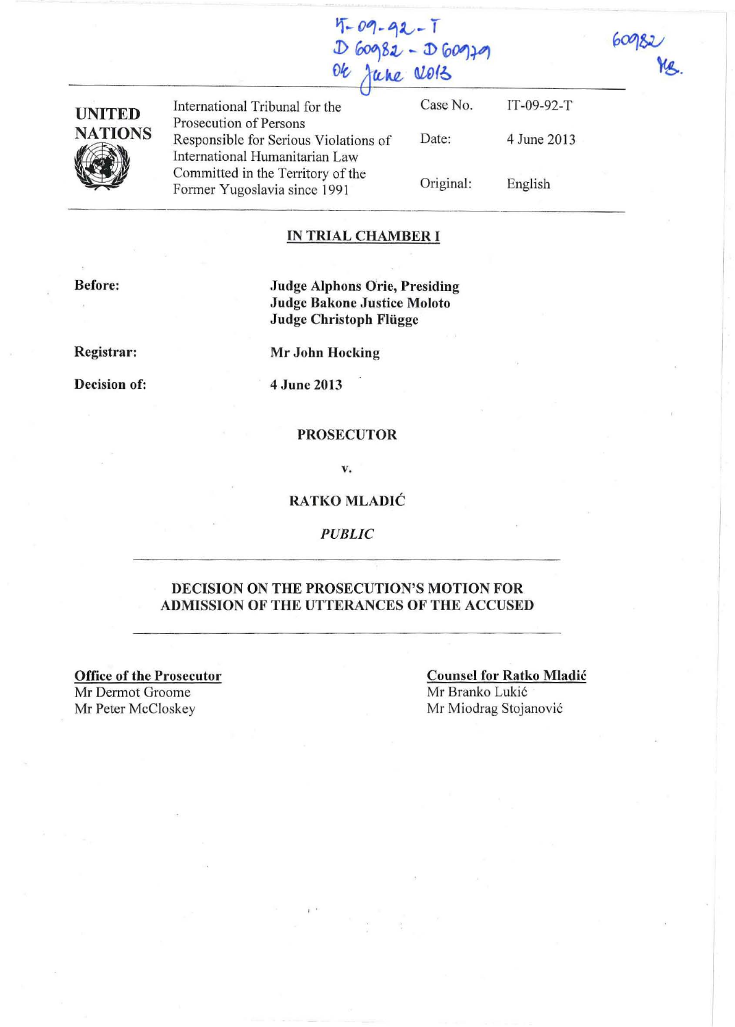IT-09-92-T
D 60982 - D 60979
04 June 2013

60982
YB.

| UNITED NATIONS | International Tribunal for the Prosecution of Persons Responsible for Serious Violations of International Humanitarian Law Committed in the Territory of the Former Yugoslavia since 1991 | Case No. | IT-09-92-T |
|---|---|---|---|
| | | Date: | 4 June 2013 |
| | | Original: | English |

**IN TRIAL CHAMBER I**

**Before:** Judge Alphons Orie, Presiding
Judge Bakone Justice Moloto
Judge Christoph Flügge

**Registrar:** Mr John Hocking

**Decision of:** 4 June 2013

**PROSECUTOR**

**v.**

**RATKO MLADIĆ**

***PUBLIC***

**DECISION ON THE PROSECUTION'S MOTION FOR ADMISSION OF THE UTTERANCES OF THE ACCUSED**

**Office of the Prosecutor**
Mr Dermot Groome
Mr Peter McCloskey

**Counsel for Ratko Mladić**
Mr Branko Lukić
Mr Miodrag Stojanović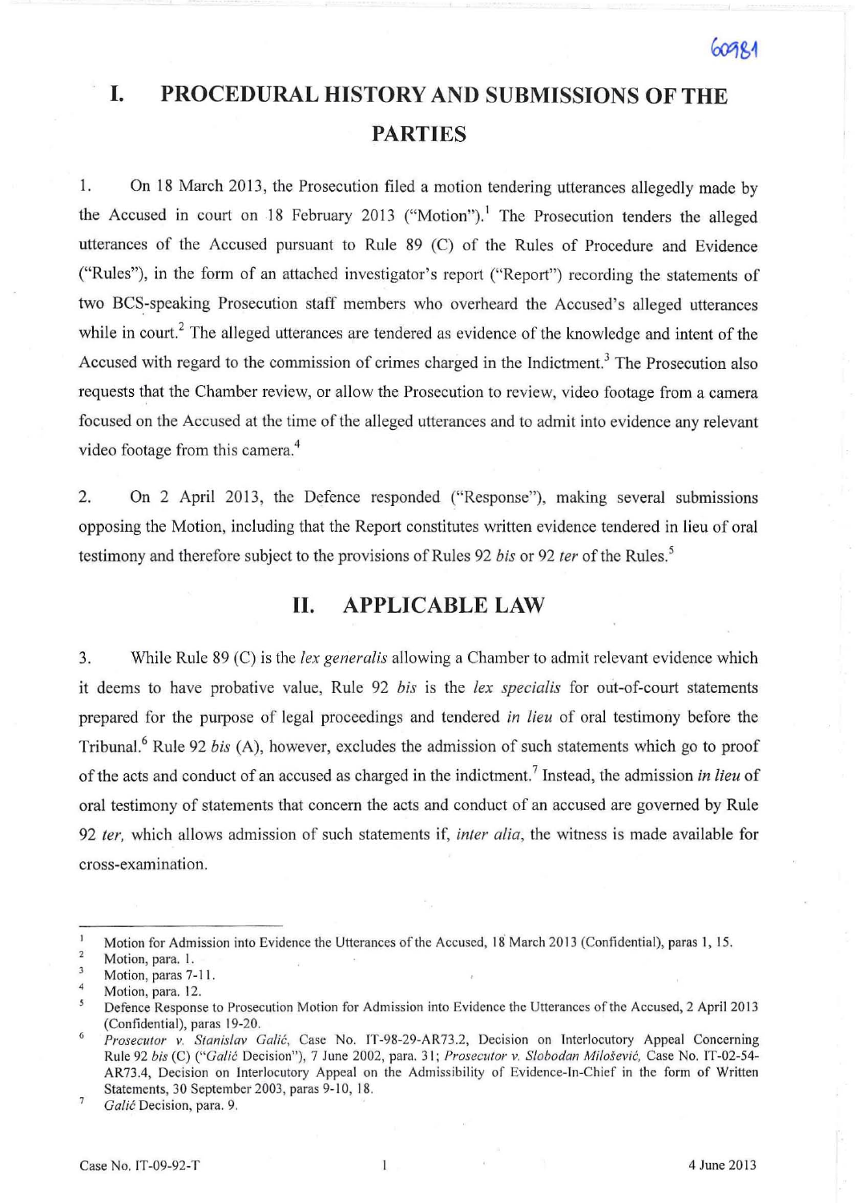# I. PROCEDURAL HISTORY AND SUBMISSIONS OF THE PARTIES

1. On 18 March 2013, the Prosecution filed a motion tendering utterances allegedly made by the Accused in court on 18 February 2013 ("Motion").[1] The Prosecution tenders the alleged utterances of the Accused pursuant to Rule 89 (C) of the Rules of Procedure and Evidence ("Rules"), in the form of an attached investigator's report ("Report") recording the statements of two BCS-speaking Prosecution staff members who overheard the Accused's alleged utterances while in court.[2] The alleged utterances are tendered as evidence of the knowledge and intent of the Accused with regard to the commission of crimes charged in the Indictment.[3] The Prosecution also requests that the Chamber review, or allow the Prosecution to review, video footage from a camera focused on the Accused at the time of the alleged utterances and to admit into evidence any relevant video footage from this camera.[4]

2. On 2 April 2013, the Defence responded ("Response"), making several submissions opposing the Motion, including that the Report constitutes written evidence tendered in lieu of oral testimony and therefore subject to the provisions of Rules 92 *bis* or 92 *ter* of the Rules.[5]

# II. APPLICABLE LAW

3. While Rule 89 (C) is the *lex generalis* allowing a Chamber to admit relevant evidence which it deems to have probative value, Rule 92 *bis* is the *lex specialis* for out-of-court statements prepared for the purpose of legal proceedings and tendered *in lieu* of oral testimony before the Tribunal.[6] Rule 92 *bis* (A), however, excludes the admission of such statements which go to proof of the acts and conduct of an accused as charged in the indictment.[7] Instead, the admission *in lieu* of oral testimony of statements that concern the acts and conduct of an accused are governed by Rule 92 *ter,* which allows admission of such statements if, *inter alia*, the witness is made available for cross-examination.

---

[1] Motion for Admission into Evidence the Utterances of the Accused, 18 March 2013 (Confidential), paras 1, 15.

[2] Motion, para. 1.

[3] Motion, paras 7-11.

[4] Motion, para. 12.

[5] Defence Response to Prosecution Motion for Admission into Evidence the Utterances of the Accused, 2 April 2013 (Confidential), paras 19-20.

[6] *Prosecutor v. Stanislav Galić*, Case No. IT-98-29-AR73.2, Decision on Interlocutory Appeal Concerning Rule 92 *bis* (C) ("*Galić* Decision"), 7 June 2002, para. 31; *Prosecutor v. Slobodan Milošević*, Case No. IT-02-54-AR73.4, Decision on Interlocutory Appeal on the Admissibility of Evidence-In-Chief in the form of Written Statements, 30 September 2003, paras 9-10, 18.

[7] *Galić* Decision, para. 9.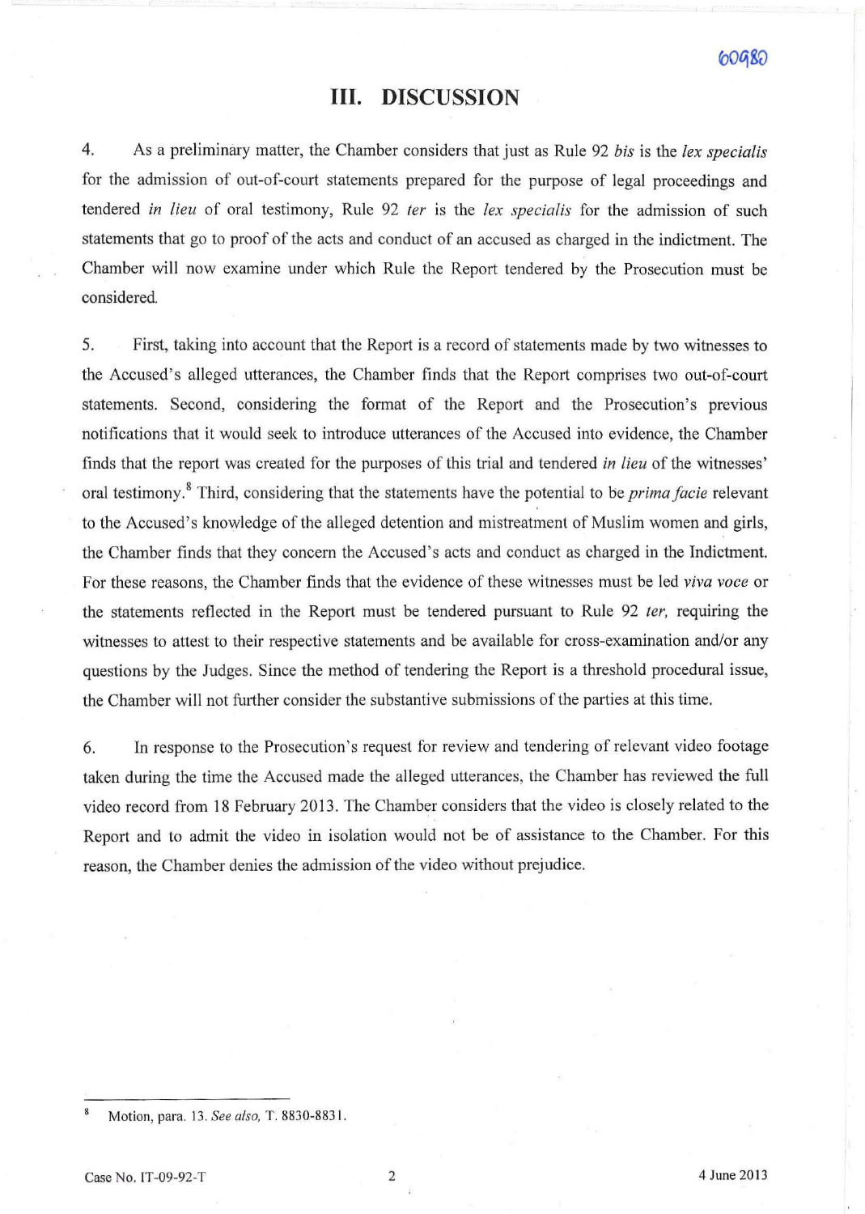# III. DISCUSSION

4. As a preliminary matter, the Chamber considers that just as Rule 92 *bis* is the *lex specialis* for the admission of out-of-court statements prepared for the purpose of legal proceedings and tendered *in lieu* of oral testimony, Rule 92 *ter* is the *lex specialis* for the admission of such statements that go to proof of the acts and conduct of an accused as charged in the indictment. The Chamber will now examine under which Rule the Report tendered by the Prosecution must be considered.

5. First, taking into account that the Report is a record of statements made by two witnesses to the Accused's alleged utterances, the Chamber finds that the Report comprises two out-of-court statements. Second, considering the format of the Report and the Prosecution's previous notifications that it would seek to introduce utterances of the Accused into evidence, the Chamber finds that the report was created for the purposes of this trial and tendered *in lieu* of the witnesses' oral testimony.[8] Third, considering that the statements have the potential to be *prima facie* relevant to the Accused's knowledge of the alleged detention and mistreatment of Muslim women and girls, the Chamber finds that they concern the Accused's acts and conduct as charged in the Indictment. For these reasons, the Chamber finds that the evidence of these witnesses must be led *viva voce* or the statements reflected in the Report must be tendered pursuant to Rule 92 *ter*, requiring the witnesses to attest to their respective statements and be available for cross-examination and/or any questions by the Judges. Since the method of tendering the Report is a threshold procedural issue, the Chamber will not further consider the substantive submissions of the parties at this time.

6. In response to the Prosecution's request for review and tendering of relevant video footage taken during the time the Accused made the alleged utterances, the Chamber has reviewed the full video record from 18 February 2013. The Chamber considers that the video is closely related to the Report and to admit the video in isolation would not be of assistance to the Chamber. For this reason, the Chamber denies the admission of the video without prejudice.

---

[8] Motion, para. 13. *See also*, T. 8830-8831.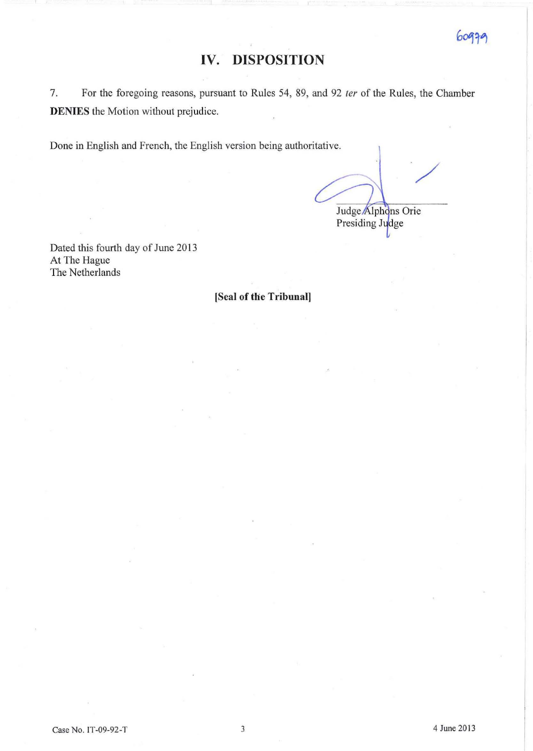## IV. DISPOSITION

7. For the foregoing reasons, pursuant to Rules 54, 89, and 92 *ter* of the Rules, the Chamber **DENIES** the Motion without prejudice.

Done in English and French, the English version being authoritative.

Judge Alphons Orie
Presiding Judge

Dated this fourth day of June 2013
At The Hague
The Netherlands

**[Seal of the Tribunal]**